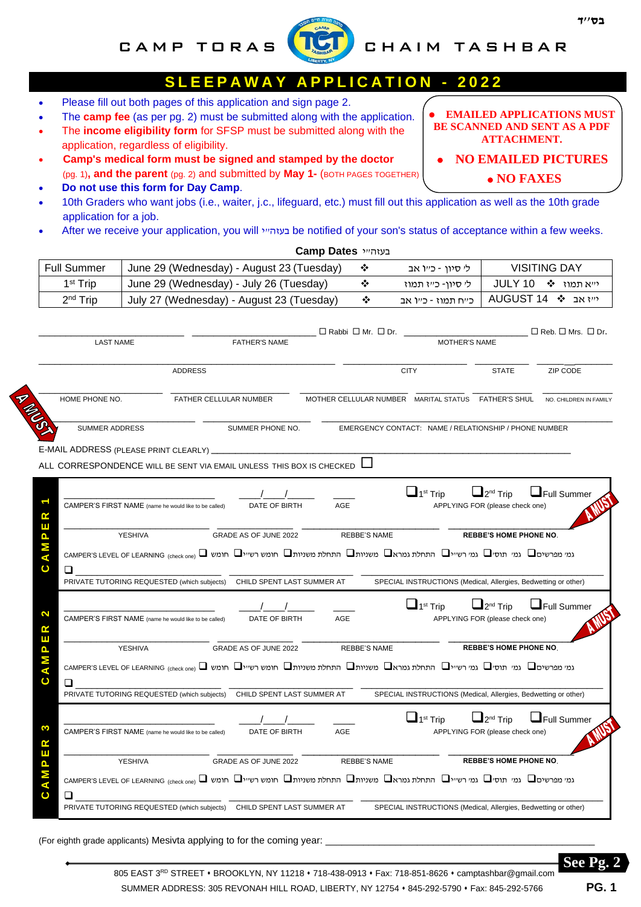בס״ד

# CAMP TORAS CHAIM TASHBAR

## SLEEPAWAY APPLICATION - 2022

- Please fill out both pages of this application and sign page 2.
- The **camp fee** (as per pg. 2) must be submitted along with the application.
- The **income eligibility form** for SFSP must be submitted along with the application, regardless of eligibility.
- **Camp's medical form must be signed and stamped by the doctor** (pg. 1), **and the parent** (pg. 2) and submitted by **May 1-** (BOTH PAGES TOGETHER)
- **Do not use this form for Day Camp.**
- 10th Graders who want jobs (i.e., waiter, j.c., lifeguard, etc.) must fill out this application as well as the 10th grade application for a job.
- After we receive your application, you will בעזה״י be notified of your son's status of acceptance within a few weeks.

**EMAILED APPLICATIONS MUST BE SCANNED AND SENT AS A PDF ATTACHMENT.**

- **NO EMAILED PICTURES**
- **NO FAXES**

**Camp Dates** בעזה״י

| Full Summer | June 29 (Wednesday) - August 23 (Tuesday) | ❖ | ל׳ סיון - כ״ו אב | VISITING DAY |
|---|---|---|---|---|
| 1st Trip | June 29 (Wednesday) - July 26 (Tuesday) | ❖ | ל׳ סיון- כ״ז תמוז | JULY 10 ❖ י״א תמוז |
| 2nd Trip | July 27 (Wednesday) - August 23 (Tuesday) | ❖ | כ״ח תמוז - כ״ו אב | AUGUST 14 ❖ י״ז אב |

A MUST

_______________ LAST NAME   _______________ FATHER'S NAME ☐ Rabbi ☐ Mr. ☐ Dr.   _______________ MOTHER'S NAME ☐ Reb. ☐ Mrs. ☐ Dr.

_______________ ADDRESS   _______________ CITY   _______________ STATE   _______________ ZIP CODE

_______________ HOME PHONE NO.   _______________ FATHER CELLULAR NUMBER   _______________ MOTHER CELLULAR NUMBER   _______________ MARITAL STATUS   _______________ FATHER'S SHUL   _______________ NO. CHILDREN IN FAMILY

_______________ SUMMER ADDRESS   _______________ SUMMER PHONE NO.   _______________ EMERGENCY CONTACT: NAME / RELATIONSHIP / PHONE NUMBER

E-MAIL ADDRESS (PLEASE PRINT CLEARLY) _______________

ALL CORRESPONDENCE WILL BE SENT VIA EMAIL UNLESS THIS BOX IS CHECKED ☐

### CAMPER 1

_______________ CAMPER'S FIRST NAME (name he would like to be called)   ___/___/___ DATE OF BIRTH   ____ AGE   ☐1st Trip ☐2nd Trip ☐Full Summer APPLYING FOR (please check one) A MUST

_______________ YESHIVA   _______________ GRADE AS OF JUNE 2022   _______________ REBBE'S NAME   _______________ REBBE'S HOME PHONE NO.

CAMPER'S LEVEL OF LEARNING (check one) ☐ חומש ☐ חומש רש״י ☐ התחלת משניות ☐ משניות ☐ התחלת גמרא ☐ גמ׳ רש״י ☐ גמ׳ תוס׳ ☐ גמ׳ מפרשים

☐ _______________ PRIVATE TUTORING REQUESTED (which subjects)   _______________ CHILD SPENT LAST SUMMER AT   _______________ SPECIAL INSTRUCTIONS (Medical, Allergies, Bedwetting or other)

### CAMPER 2

_______________ CAMPER'S FIRST NAME (name he would like to be called)   ___/___/___ DATE OF BIRTH   ____ AGE   ☐1st Trip ☐2nd Trip ☐Full Summer APPLYING FOR (please check one) A MUST

_______________ YESHIVA   _______________ GRADE AS OF JUNE 2022   _______________ REBBE'S NAME   _______________ REBBE'S HOME PHONE NO.

CAMPER'S LEVEL OF LEARNING (check one) ☐ חומש ☐ חומש רש״י ☐ התחלת משניות ☐ משניות ☐ התחלת גמרא ☐ גמ׳ רש״י ☐ גמ׳ תוס׳ ☐ גמ׳ מפרשים

☐ _______________ PRIVATE TUTORING REQUESTED (which subjects)   _______________ CHILD SPENT LAST SUMMER AT   _______________ SPECIAL INSTRUCTIONS (Medical, Allergies, Bedwetting or other)

### CAMPER 3

_______________ CAMPER'S FIRST NAME (name he would like to be called)   ___/___/___ DATE OF BIRTH   ____ AGE   ☐1st Trip ☐2nd Trip ☐Full Summer APPLYING FOR (please check one) A MUST

_______________ YESHIVA   _______________ GRADE AS OF JUNE 2022   _______________ REBBE'S NAME   _______________ REBBE'S HOME PHONE NO.

CAMPER'S LEVEL OF LEARNING (check one) ☐ חומש ☐ חומש רש״י ☐ התחלת משניות ☐ משניות ☐ התחלת גמרא ☐ גמ׳ רש״י ☐ גמ׳ תוס׳ ☐ גמ׳ מפרשים

☐ _______________ PRIVATE TUTORING REQUESTED (which subjects)   _______________ CHILD SPENT LAST SUMMER AT   _______________ SPECIAL INSTRUCTIONS (Medical, Allergies, Bedwetting or other)

(For eighth grade applicants) Mesivta applying to for the coming year: _______________

**See Pg. 2**

805 EAST 3RD STREET • BROOKLYN, NY 11218 • 718-438-0913 • Fax: 718-851-8626 • camptashbar@gmail.com

SUMMER ADDRESS: 305 REVONAH HILL ROAD, LIBERTY, NY 12754 • 845-292-5790 • Fax: 845-292-5766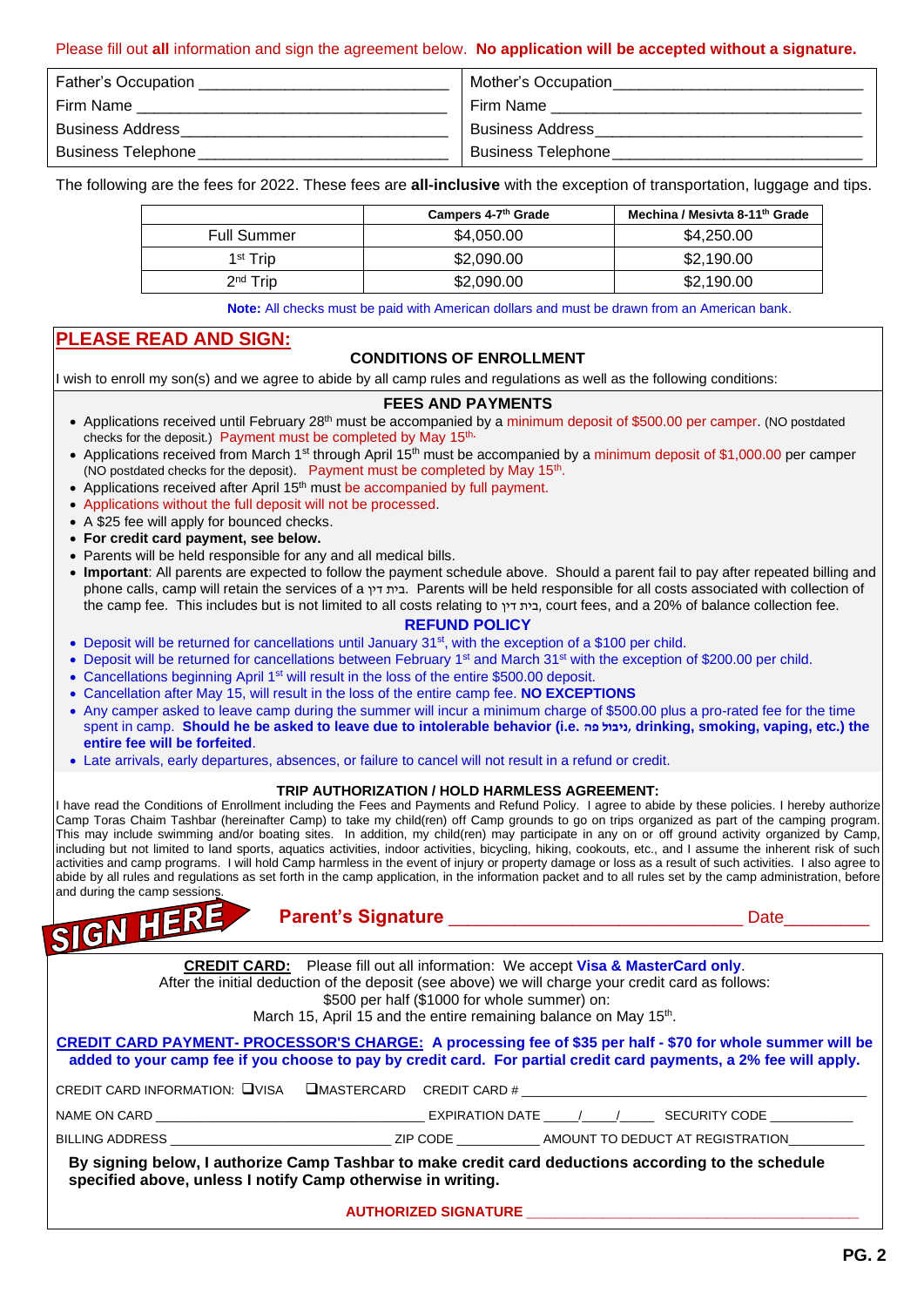Please fill out **all** information and sign the agreement below. **No application will be accepted without a signature.**

| | |
|---|---|
| Father's Occupation ____________________________ | Mother's Occupation ____________________________ |
| Firm Name ____________________________________ | Firm Name ____________________________________ |
| Business Address ______________________________ | Business Address ______________________________ |
| Business Telephone ____________________________ | Business Telephone ____________________________ |

The following are the fees for 2022. These fees are **all-inclusive** with the exception of transportation, luggage and tips.

| | Campers 4-7th Grade | Mechina / Mesivta 8-11th Grade |
|---|---|---|
| Full Summer | $4,050.00 | $4,250.00 |
| 1st Trip | $2,090.00 | $2,190.00 |
| 2nd Trip | $2,090.00 | $2,190.00 |

**Note:** All checks must be paid with American dollars and must be drawn from an American bank.

## PLEASE READ AND SIGN:

### CONDITIONS OF ENROLLMENT

I wish to enroll my son(s) and we agree to abide by all camp rules and regulations as well as the following conditions:

### FEES AND PAYMENTS

- Applications received until February 28th must be accompanied by a minimum deposit of $500.00 per camper. (NO postdated checks for the deposit.) Payment must be completed by May 15th.
- Applications received from March 1st through April 15th must be accompanied by a minimum deposit of $1,000.00 per camper (NO postdated checks for the deposit). Payment must be completed by May 15th.
- Applications received after April 15th must be accompanied by full payment.
- Applications without the full deposit will not be processed.
- A $25 fee will apply for bounced checks.
- **For credit card payment, see below.**
- Parents will be held responsible for any and all medical bills.
- **Important**: All parents are expected to follow the payment schedule above. Should a parent fail to pay after repeated billing and phone calls, camp will retain the services of a בית דין. Parents will be held responsible for all costs associated with collection of the camp fee. This includes but is not limited to all costs relating to בית דין, court fees, and a 20% of balance collection fee.

### REFUND POLICY

- Deposit will be returned for cancellations until January 31st, with the exception of a $100 per child.
- Deposit will be returned for cancellations between February 1st and March 31st with the exception of $200.00 per child.
- Cancellations beginning April 1st will result in the loss of the entire $500.00 deposit.
- Cancellation after May 15, will result in the loss of the entire camp fee. **NO EXCEPTIONS**
- Any camper asked to leave camp during the summer will incur a minimum charge of $500.00 plus a pro-rated fee for the time spent in camp. **Should he be asked to leave due to intolerable behavior (i.e. ניבול פה, drinking, smoking, vaping, etc.) the entire fee will be forfeited**.
- Late arrivals, early departures, absences, or failure to cancel will not result in a refund or credit.

### TRIP AUTHORIZATION / HOLD HARMLESS AGREEMENT:

I have read the Conditions of Enrollment including the Fees and Payments and Refund Policy. I agree to abide by these policies. I hereby authorize Camp Toras Chaim Tashbar (hereinafter Camp) to take my child(ren) off Camp grounds to go on trips organized as part of the camping program. This may include swimming and/or boating sites. In addition, my child(ren) may participate in any on or off ground activity organized by Camp, including but not limited to land sports, aquatics activities, indoor activities, bicycling, hiking, cookouts, etc., and I assume the inherent risk of such activities and camp programs. I will hold Camp harmless in the event of injury or property damage or loss as a result of such activities. I also agree to abide by all rules and regulations as set forth in the camp application, in the information packet and to all rules set by the camp administration, before and during the camp sessions.

SIGN HERE **Parent's Signature** ______________________________ Date________

**CREDIT CARD:** Please fill out all information: We accept **Visa & MasterCard only**.
After the initial deduction of the deposit (see above) we will charge your credit card as follows:
$500 per half ($1000 for whole summer) on:
March 15, April 15 and the entire remaining balance on May 15th.

**CREDIT CARD PAYMENT- PROCESSOR'S CHARGE: A processing fee of $35 per half - $70 for whole summer will be added to your camp fee if you choose to pay by credit card. For partial credit card payments, a 2% fee will apply.**

CREDIT CARD INFORMATION: ❑VISA ❑MASTERCARD CREDIT CARD # ________________________________________

NAME ON CARD ______________________________ EXPIRATION DATE ____/____/____ SECURITY CODE ___________

BILLING ADDRESS ____________________________ ZIP CODE __________ AMOUNT TO DEDUCT AT REGISTRATION__________

**By signing below, I authorize Camp Tashbar to make credit card deductions according to the schedule specified above, unless I notify Camp otherwise in writing.**

AUTHORIZED SIGNATURE ________________________________________